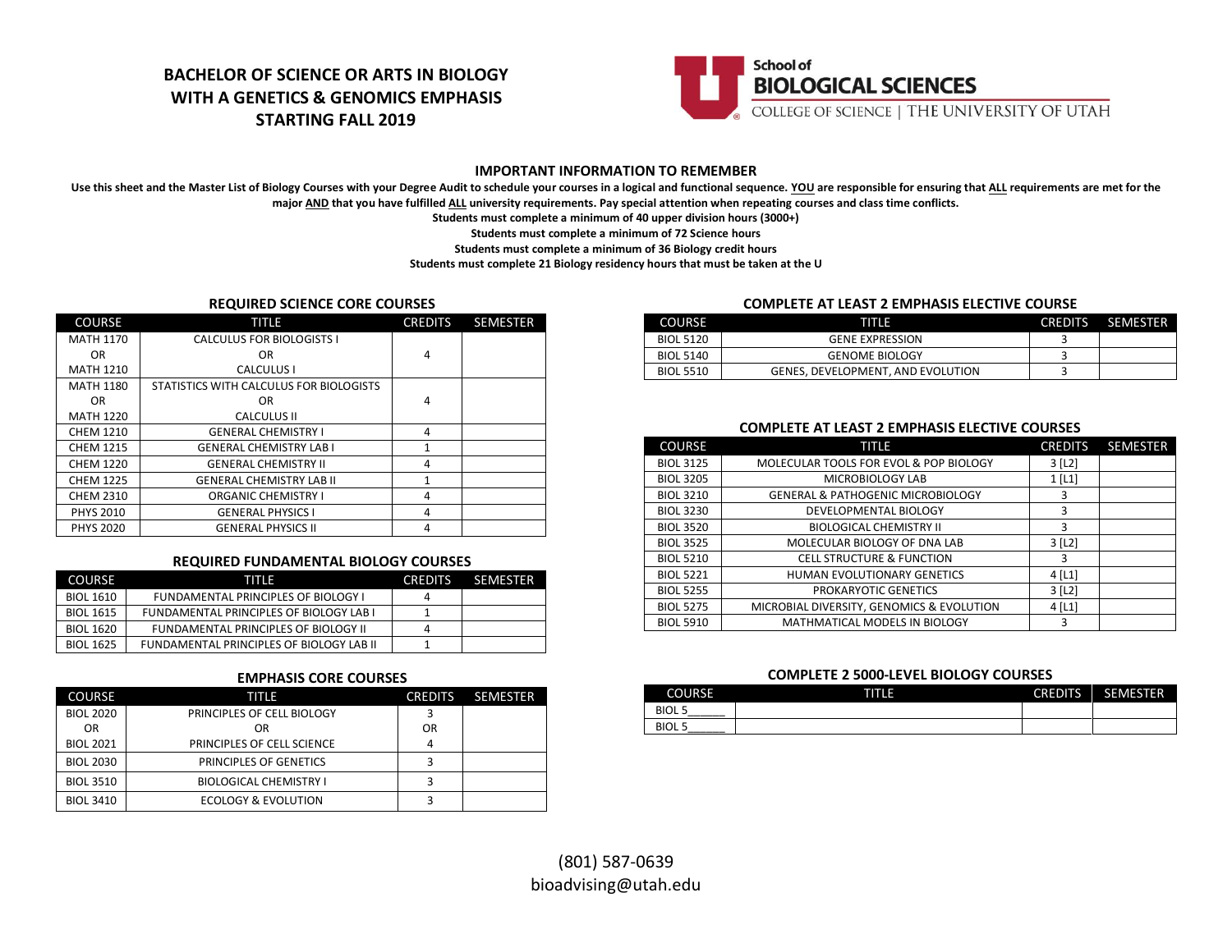# BACHELOR OF SCIENCE OR ARTS IN BIOLOGY WITH A GENETICS & GENOMICS EMPHASIS STARTING FALL 2019

School of BIOLOGICAL SCIENCES
COLLEGE OF SCIENCE | THE UNIVERSITY OF UTAH

## IMPORTANT INFORMATION TO REMEMBER

**Use this sheet and the Master List of Biology Courses with your Degree Audit to schedule your courses in a logical and functional sequence. <u>YOU</u> are responsible for ensuring that <u>ALL</u> requirements are met for the major <u>AND</u> that you have fulfilled <u>ALL</u> university requirements. Pay special attention when repeating courses and class time conflicts.**

**Students must complete a minimum of 40 upper division hours (3000+)**

**Students must complete a minimum of 72 Science hours**

**Students must complete a minimum of 36 Biology credit hours**

**Students must complete 21 Biology residency hours that must be taken at the U**

### REQUIRED SCIENCE CORE COURSES

| COURSE | TITLE | CREDITS | SEMESTER |
|---|---|---|---|
| MATH 1170 OR MATH 1210 | CALCULUS FOR BIOLOGISTS I OR CALCULUS I | 4 | |
| MATH 1180 OR MATH 1220 | STATISTICS WITH CALCULUS FOR BIOLOGISTS OR CALCULUS II | 4 | |
| CHEM 1210 | GENERAL CHEMISTRY I | 4 | |
| CHEM 1215 | GENERAL CHEMISTRY LAB I | 1 | |
| CHEM 1220 | GENERAL CHEMISTRY II | 4 | |
| CHEM 1225 | GENERAL CHEMISTRY LAB II | 1 | |
| CHEM 2310 | ORGANIC CHEMISTRY I | 4 | |
| PHYS 2010 | GENERAL PHYSICS I | 4 | |
| PHYS 2020 | GENERAL PHYSICS II | 4 | |

### REQUIRED FUNDAMENTAL BIOLOGY COURSES

| COURSE | TITLE | CREDITS | SEMESTER |
|---|---|---|---|
| BIOL 1610 | FUNDAMENTAL PRINCIPLES OF BIOLOGY I | 4 | |
| BIOL 1615 | FUNDAMENTAL PRINCIPLES OF BIOLOGY LAB I | 1 | |
| BIOL 1620 | FUNDAMENTAL PRINCIPLES OF BIOLOGY II | 4 | |
| BIOL 1625 | FUNDAMENTAL PRINCIPLES OF BIOLOGY LAB II | 1 | |

### EMPHASIS CORE COURSES

| COURSE | TITLE | CREDITS | SEMESTER |
|---|---|---|---|
| BIOL 2020 OR BIOL 2021 | PRINCIPLES OF CELL BIOLOGY OR PRINCIPLES OF CELL SCIENCE | 3 OR 4 | |
| BIOL 2030 | PRINCIPLES OF GENETICS | 3 | |
| BIOL 3510 | BIOLOGICAL CHEMISTRY I | 3 | |
| BIOL 3410 | ECOLOGY & EVOLUTION | 3 | |

### COMPLETE AT LEAST 2 EMPHASIS ELECTIVE COURSE

| COURSE | TITLE | CREDITS | SEMESTER |
|---|---|---|---|
| BIOL 5120 | GENE EXPRESSION | 3 | |
| BIOL 5140 | GENOME BIOLOGY | 3 | |
| BIOL 5510 | GENES, DEVELOPMENT, AND EVOLUTION | 3 | |

### COMPLETE AT LEAST 2 EMPHASIS ELECTIVE COURSES

| COURSE | TITLE | CREDITS | SEMESTER |
|---|---|---|---|
| BIOL 3125 | MOLECULAR TOOLS FOR EVOL & POP BIOLOGY | 3 [L2] | |
| BIOL 3205 | MICROBIOLOGY LAB | 1 [L1] | |
| BIOL 3210 | GENERAL & PATHOGENIC MICROBIOLOGY | 3 | |
| BIOL 3230 | DEVELOPMENTAL BIOLOGY | 3 | |
| BIOL 3520 | BIOLOGICAL CHEMISTRY II | 3 | |
| BIOL 3525 | MOLECULAR BIOLOGY OF DNA LAB | 3 [L2] | |
| BIOL 5210 | CELL STRUCTURE & FUNCTION | 3 | |
| BIOL 5221 | HUMAN EVOLUTIONARY GENETICS | 4 [L1] | |
| BIOL 5255 | PROKARYOTIC GENETICS | 3 [L2] | |
| BIOL 5275 | MICROBIAL DIVERSITY, GENOMICS & EVOLUTION | 4 [L1] | |
| BIOL 5910 | MATHMATICAL MODELS IN BIOLOGY | 3 | |

### COMPLETE 2 5000-LEVEL BIOLOGY COURSES

| COURSE | TITLE | CREDITS | SEMESTER |
|---|---|---|---|
| BIOL 5______ | | | |
| BIOL 5______ | | | |

(801) 587-0639
bioadvising@utah.edu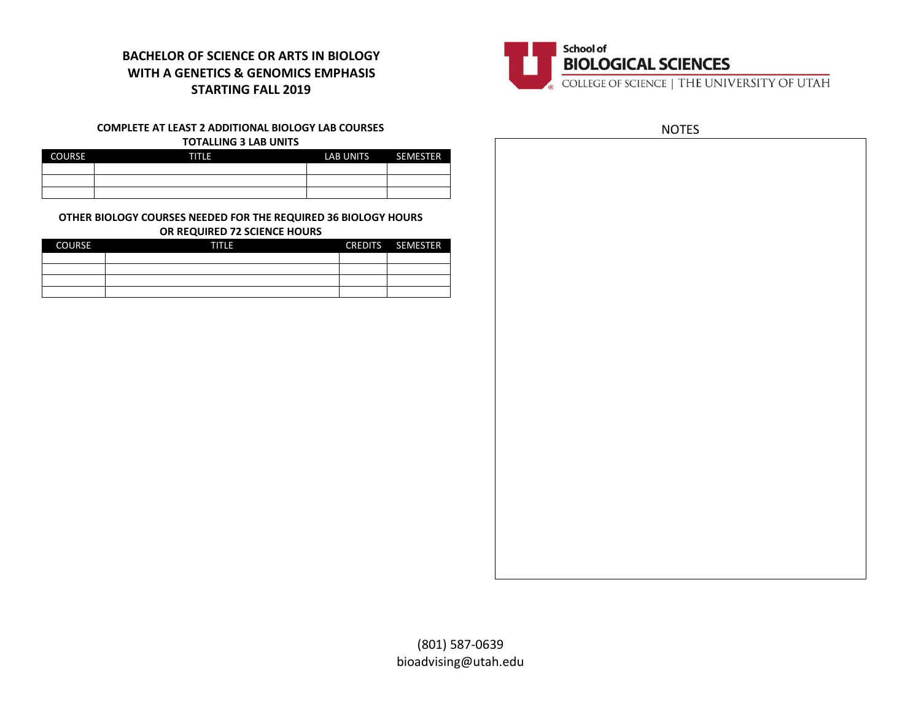# BACHELOR OF SCIENCE OR ARTS IN BIOLOGY WITH A GENETICS & GENOMICS EMPHASIS STARTING FALL 2019

School of BIOLOGICAL SCIENCES
COLLEGE OF SCIENCE | THE UNIVERSITY OF UTAH

### COMPLETE AT LEAST 2 ADDITIONAL BIOLOGY LAB COURSES TOTALLING 3 LAB UNITS

| COURSE | TITLE | LAB UNITS | SEMESTER |
| --- | --- | --- | --- |
| | | | |
| | | | |
| | | | |

### OTHER BIOLOGY COURSES NEEDED FOR THE REQUIRED 36 BIOLOGY HOURS OR REQUIRED 72 SCIENCE HOURS

| COURSE | TITLE | CREDITS | SEMESTER |
| --- | --- | --- | --- |
| | | | |
| | | | |
| | | | |
| | | | |

NOTES

(801) 587-0639
bioadvising@utah.edu